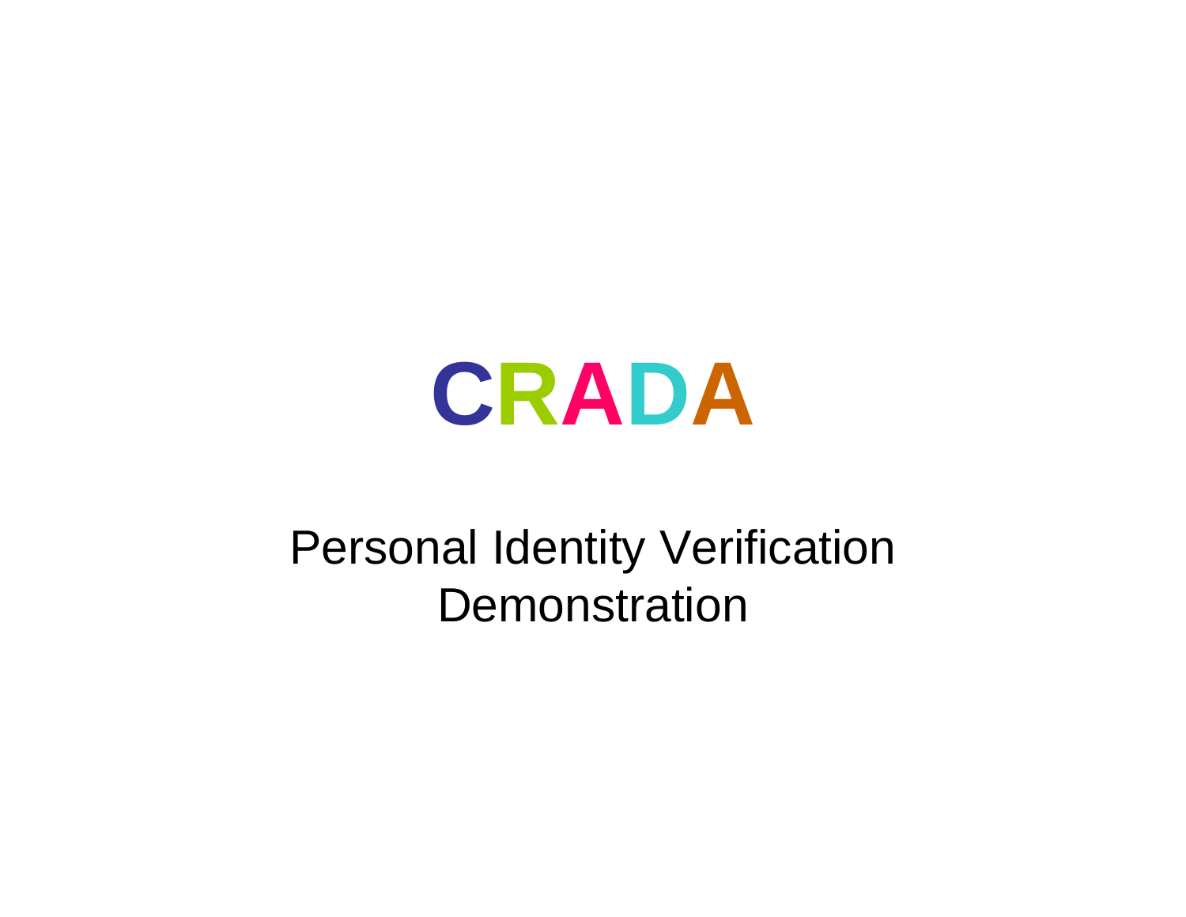# CRADA

Personal Identity Verification Demonstration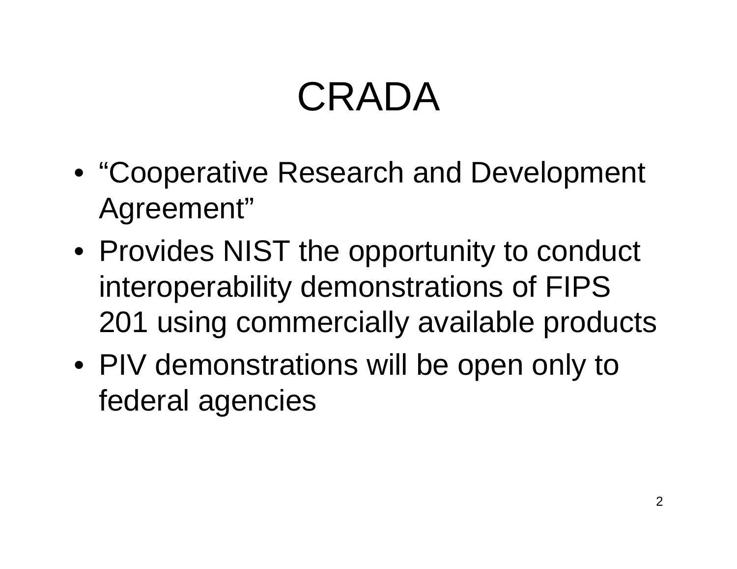# CRADA

- “Cooperative Research and Development Agreement”
- Provides NIST the opportunity to conduct interoperability demonstrations of FIPS 201 using commercially available products
- PIV demonstrations will be open only to federal agencies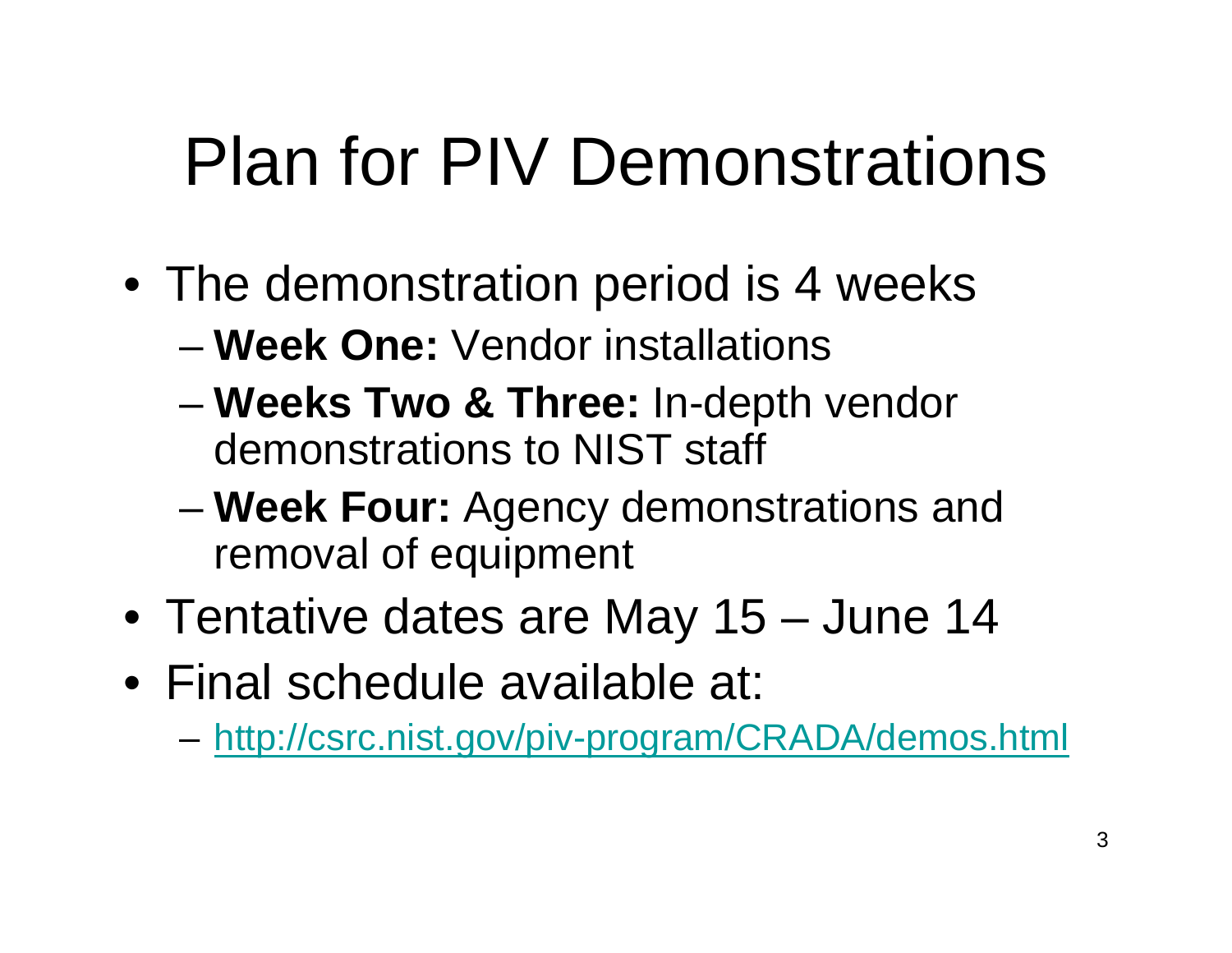# Plan for PIV Demonstrations

- The demonstration period is 4 weeks
  - **Week One:** Vendor installations
  - **Weeks Two & Three:** In-depth vendor demonstrations to NIST staff
  - **Week Four:** Agency demonstrations and removal of equipment
- Tentative dates are May 15 – June 14
- Final schedule available at:
  - http://csrc.nist.gov/piv-program/CRADA/demos.html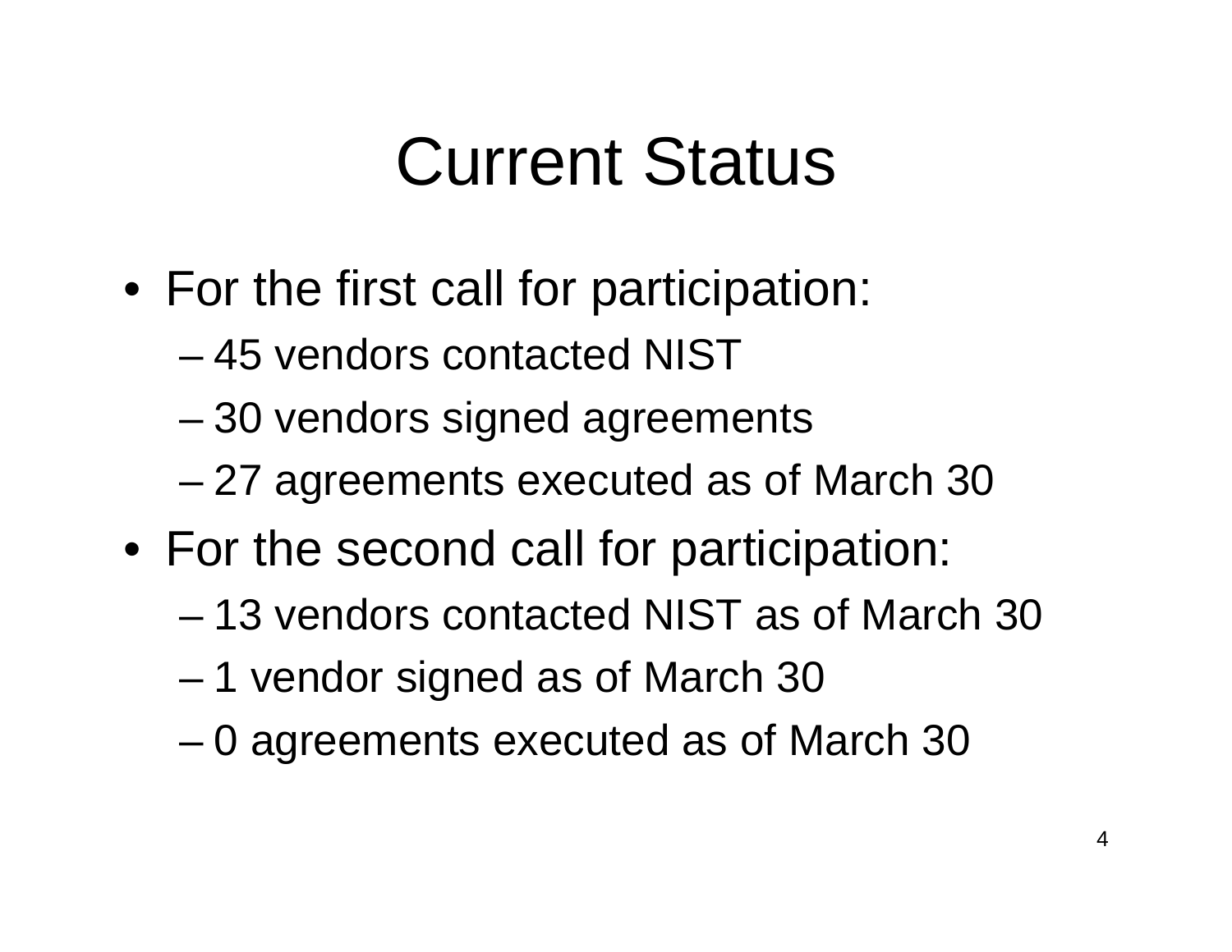# Current Status

- For the first call for participation:
  - 45 vendors contacted NIST
  - 30 vendors signed agreements
  - 27 agreements executed as of March 30
- For the second call for participation:
  - 13 vendors contacted NIST as of March 30
  - 1 vendor signed as of March 30
  - 0 agreements executed as of March 30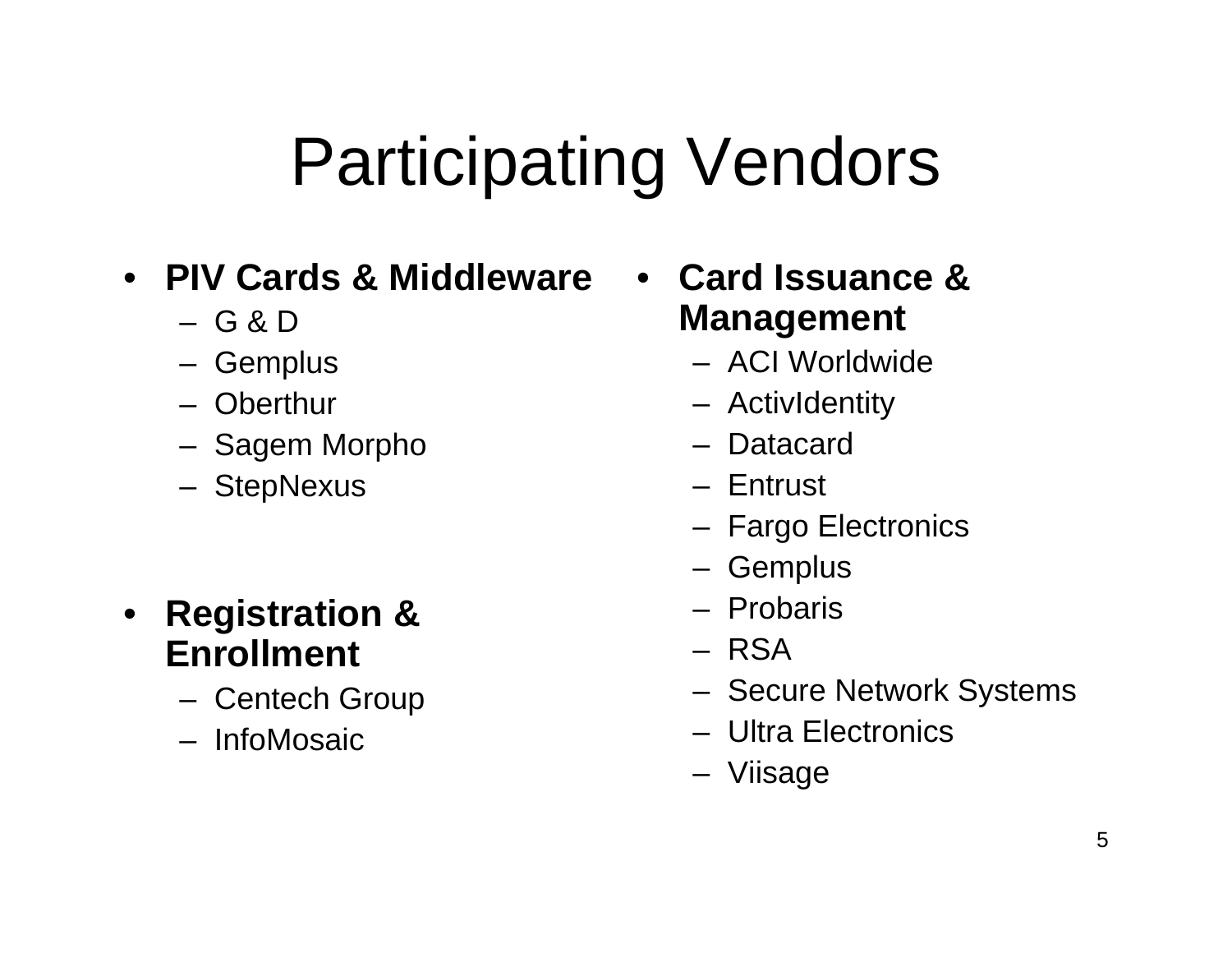# Participating Vendors

- **PIV Cards & Middleware**
  - G & D
  - Gemplus
  - Oberthur
  - Sagem Morpho
  - StepNexus
- **Registration & Enrollment**
  - Centech Group
  - InfoMosaic
- **Card Issuance & Management**
  - ACI Worldwide
  - ActivIdentity
  - Datacard
  - Entrust
  - Fargo Electronics
  - Gemplus
  - Probaris
  - RSA
  - Secure Network Systems
  - Ultra Electronics
  - Viisage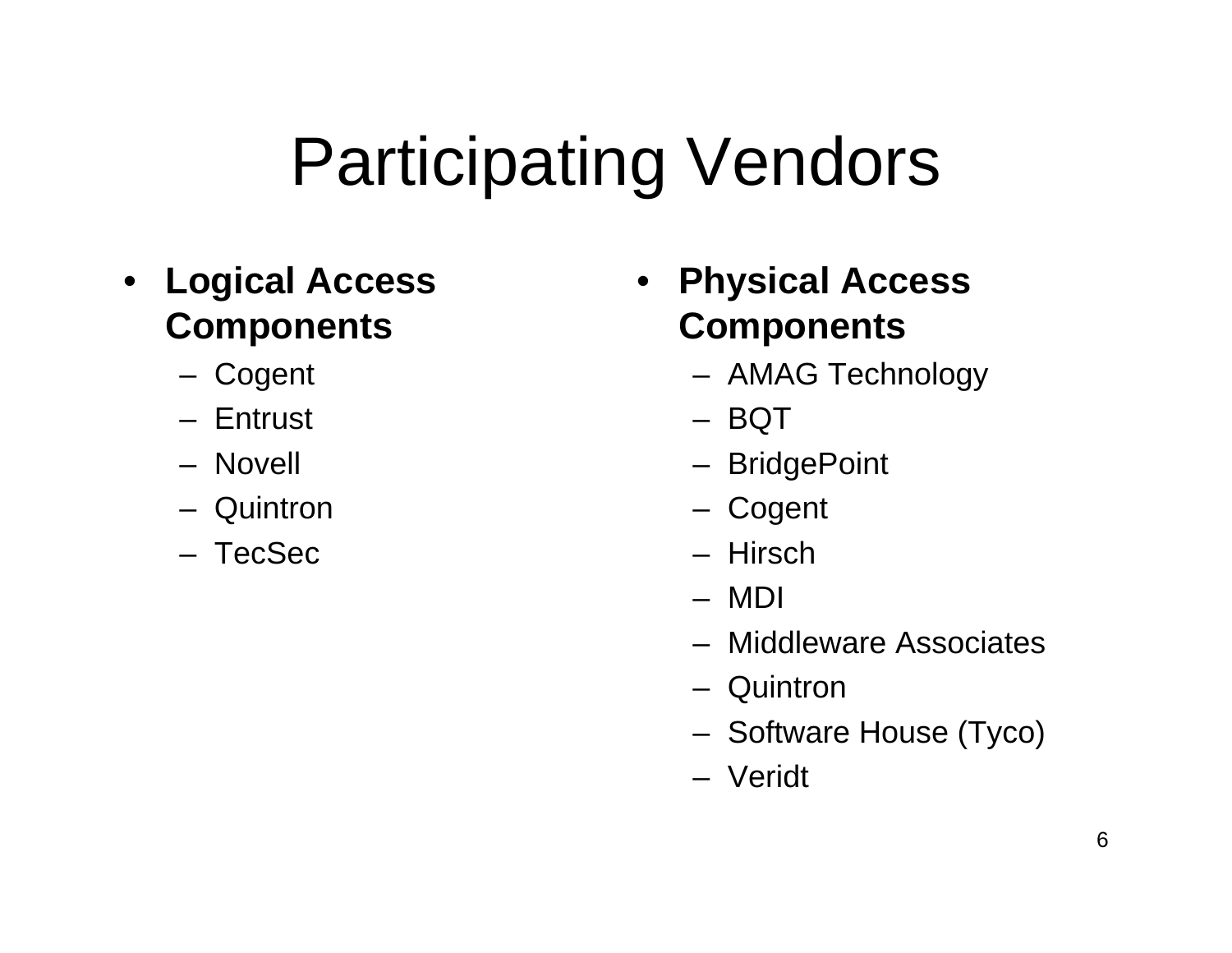# Participating Vendors

- **Logical Access Components**
  - Cogent
  - Entrust
  - Novell
  - Quintron
  - TecSec

- **Physical Access Components**
  - AMAG Technology
  - BQT
  - BridgePoint
  - Cogent
  - Hirsch
  - MDI
  - Middleware Associates
  - Quintron
  - Software House (Tyco)
  - Veridt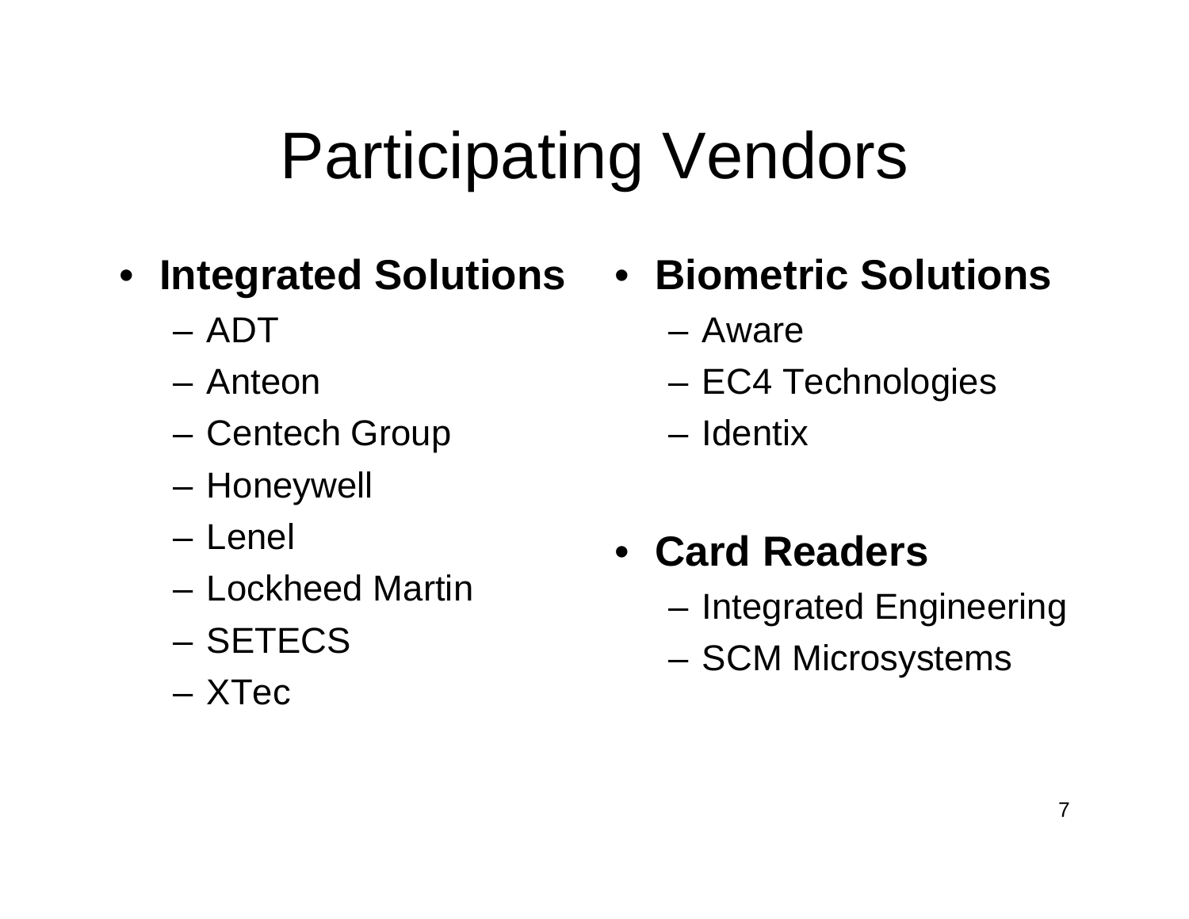# Participating Vendors

- **Integrated Solutions**
  - ADT
  - Anteon
  - Centech Group
  - Honeywell
  - Lenel
  - Lockheed Martin
  - SETECS
  - XTec

- **Biometric Solutions**
  - Aware
  - EC4 Technologies
  - Identix

- **Card Readers**
  - Integrated Engineering
  - SCM Microsystems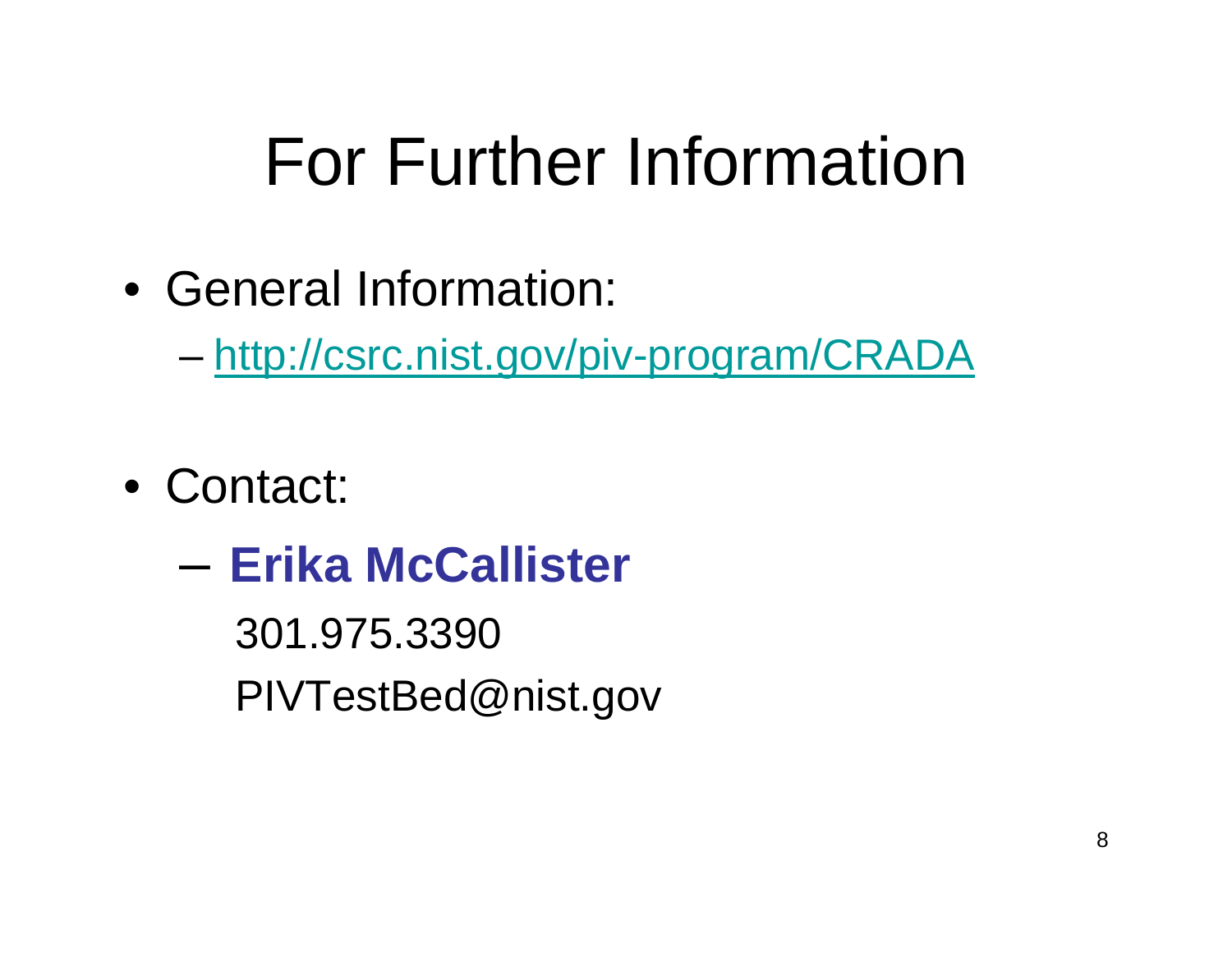# For Further Information

- General Information:
  - http://csrc.nist.gov/piv-program/CRADA
- Contact:
  - **Erika McCallister**

    301.975.3390

    PIVTestBed@nist.gov